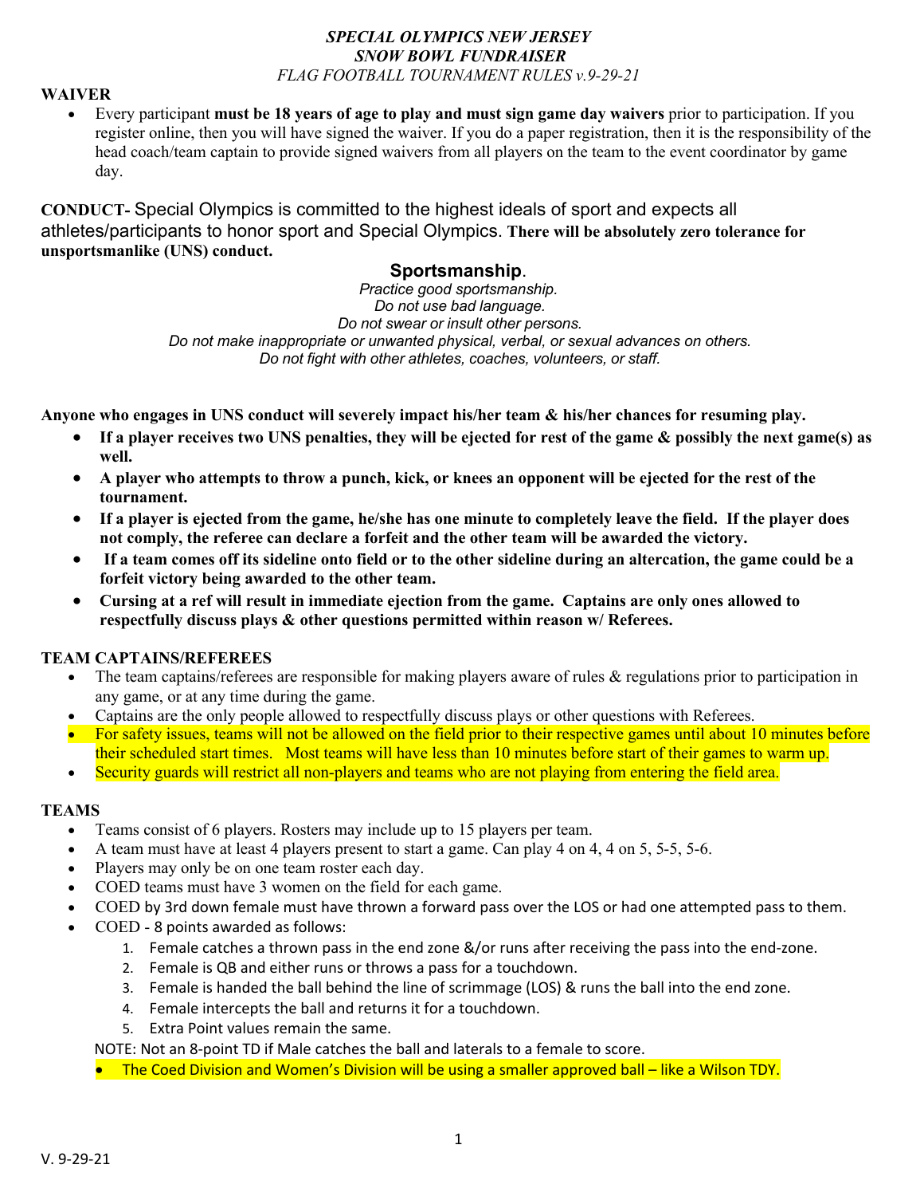***SPECIAL OLYMPICS NEW JERSEY***
***SNOW BOWL FUNDRAISER***
*FLAG FOOTBALL TOURNAMENT RULES v.9-29-21*

## WAIVER

- Every participant **must be 18 years of age to play and must sign game day waivers** prior to participation. If you register online, then you will have signed the waiver. If you do a paper registration, then it is the responsibility of the head coach/team captain to provide signed waivers from all players on the team to the event coordinator by game day.

**CONDUCT-** Special Olympics is committed to the highest ideals of sport and expects all athletes/participants to honor sport and Special Olympics. **There will be absolutely zero tolerance for unsportsmanlike (UNS) conduct.**

### Sportsmanship.

*Practice good sportsmanship.*
*Do not use bad language.*
*Do not swear or insult other persons.*
*Do not make inappropriate or unwanted physical, verbal, or sexual advances on others.*
*Do not fight with other athletes, coaches, volunteers, or staff.*

**Anyone who engages in UNS conduct will severely impact his/her team & his/her chances for resuming play.**

- **If a player receives two UNS penalties, they will be ejected for rest of the game & possibly the next game(s) as well.**
- **A player who attempts to throw a punch, kick, or knees an opponent will be ejected for the rest of the tournament.**
- **If a player is ejected from the game, he/she has one minute to completely leave the field. If the player does not comply, the referee can declare a forfeit and the other team will be awarded the victory.**
- **If a team comes off its sideline onto field or to the other sideline during an altercation, the game could be a forfeit victory being awarded to the other team.**
- **Cursing at a ref will result in immediate ejection from the game. Captains are only ones allowed to respectfully discuss plays & other questions permitted within reason w/ Referees.**

## TEAM CAPTAINS/REFEREES

- The team captains/referees are responsible for making players aware of rules & regulations prior to participation in any game, or at any time during the game.
- Captains are the only people allowed to respectfully discuss plays or other questions with Referees.
- For safety issues, teams will not be allowed on the field prior to their respective games until about 10 minutes before their scheduled start times. Most teams will have less than 10 minutes before start of their games to warm up.
- Security guards will restrict all non-players and teams who are not playing from entering the field area.

## TEAMS

- Teams consist of 6 players. Rosters may include up to 15 players per team.
- A team must have at least 4 players present to start a game. Can play 4 on 4, 4 on 5, 5-5, 5-6.
- Players may only be on one team roster each day.
- COED teams must have 3 women on the field for each game.
- COED by 3rd down female must have thrown a forward pass over the LOS or had one attempted pass to them.
- COED - 8 points awarded as follows:
  1. Female catches a thrown pass in the end zone &/or runs after receiving the pass into the end-zone.
  2. Female is QB and either runs or throws a pass for a touchdown.
  3. Female is handed the ball behind the line of scrimmage (LOS) & runs the ball into the end zone.
  4. Female intercepts the ball and returns it for a touchdown.
  5. Extra Point values remain the same.

  NOTE: Not an 8-point TD if Male catches the ball and laterals to a female to score.
- The Coed Division and Women's Division will be using a smaller approved ball – like a Wilson TDY.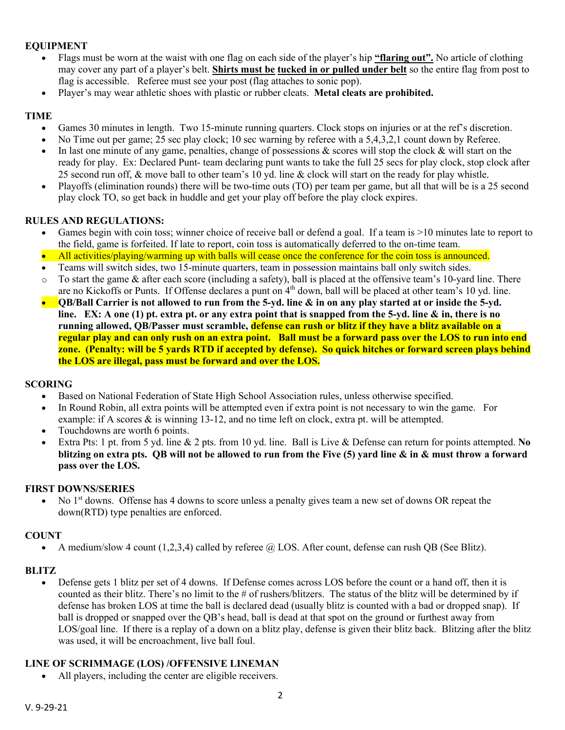**EQUIPMENT**

- Flags must be worn at the waist with one flag on each side of the player's hip **"flaring out".** No article of clothing may cover any part of a player's belt. **Shirts must be tucked in or pulled under belt** so the entire flag from post to flag is accessible. Referee must see your post (flag attaches to sonic pop).
- Player's may wear athletic shoes with plastic or rubber cleats. **Metal cleats are prohibited.**

**TIME**

- Games 30 minutes in length. Two 15-minute running quarters. Clock stops on injuries or at the ref's discretion.
- No Time out per game; 25 sec play clock; 10 sec warning by referee with a 5,4,3,2,1 count down by Referee.
- In last one minute of any game, penalties, change of possessions & scores will stop the clock & will start on the ready for play. Ex: Declared Punt- team declaring punt wants to take the full 25 secs for play clock, stop clock after 25 second run off, & move ball to other team's 10 yd. line & clock will start on the ready for play whistle.
- Playoffs (elimination rounds) there will be two-time outs (TO) per team per game, but all that will be is a 25 second play clock TO, so get back in huddle and get your play off before the play clock expires.

**RULES AND REGULATIONS:**

- Games begin with coin toss; winner choice of receive ball or defend a goal. If a team is >10 minutes late to report to the field, game is forfeited. If late to report, coin toss is automatically deferred to the on-time team.
- All activities/playing/warming up with balls will cease once the conference for the coin toss is announced.
- Teams will switch sides, two 15-minute quarters, team in possession maintains ball only switch sides.
- To start the game & after each score (including a safety), ball is placed at the offensive team's 10-yard line. There are no Kickoffs or Punts. If Offense declares a punt on 4th down, ball will be placed at other team's 10 yd. line.
- **QB/Ball Carrier is not allowed to run from the 5-yd. line & in on any play started at or inside the 5-yd. line. EX: A one (1) pt. extra pt. or any extra point that is snapped from the 5-yd. line & in, there is no running allowed, QB/Passer must scramble, defense can rush or blitz if they have a blitz available on a regular play and can only rush on an extra point. Ball must be a forward pass over the LOS to run into end zone. (Penalty: will be 5 yards RTD if accepted by defense). So quick hitches or forward screen plays behind the LOS are illegal, pass must be forward and over the LOS.**

**SCORING**

- Based on National Federation of State High School Association rules, unless otherwise specified.
- In Round Robin, all extra points will be attempted even if extra point is not necessary to win the game. For example: if A scores & is winning 13-12, and no time left on clock, extra pt. will be attempted.
- Touchdowns are worth 6 points.
- Extra Pts: 1 pt. from 5 yd. line & 2 pts. from 10 yd. line. Ball is Live & Defense can return for points attempted. **No blitzing on extra pts. QB will not be allowed to run from the Five (5) yard line & in & must throw a forward pass over the LOS.**

**FIRST DOWNS/SERIES**

- No 1st downs. Offense has 4 downs to score unless a penalty gives team a new set of downs OR repeat the down(RTD) type penalties are enforced.

**COUNT**

- A medium/slow 4 count (1,2,3,4) called by referee @ LOS. After count, defense can rush QB (See Blitz).

**BLITZ**

- Defense gets 1 blitz per set of 4 downs. If Defense comes across LOS before the count or a hand off, then it is counted as their blitz. There's no limit to the # of rushers/blitzers. The status of the blitz will be determined by if defense has broken LOS at time the ball is declared dead (usually blitz is counted with a bad or dropped snap). If ball is dropped or snapped over the QB's head, ball is dead at that spot on the ground or furthest away from LOS/goal line. If there is a replay of a down on a blitz play, defense is given their blitz back. Blitzing after the blitz was used, it will be encroachment, live ball foul.

**LINE OF SCRIMMAGE (LOS) /OFFENSIVE LINEMAN**

- All players, including the center are eligible receivers.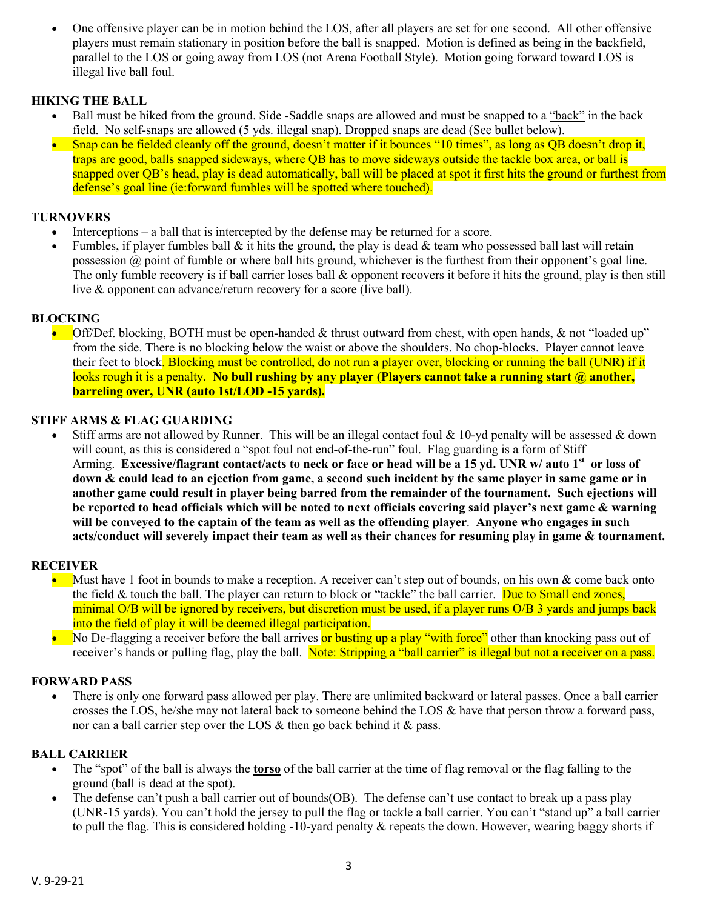- One offensive player can be in motion behind the LOS, after all players are set for one second. All other offensive players must remain stationary in position before the ball is snapped. Motion is defined as being in the backfield, parallel to the LOS or going away from LOS (not Arena Football Style). Motion going forward toward LOS is illegal live ball foul.

### HIKING THE BALL

- Ball must be hiked from the ground. Side -Saddle snaps are allowed and must be snapped to a "back" in the back field. No self-snaps are allowed (5 yds. illegal snap). Dropped snaps are dead (See bullet below).
- Snap can be fielded cleanly off the ground, doesn't matter if it bounces "10 times", as long as QB doesn't drop it, traps are good, balls snapped sideways, where QB has to move sideways outside the tackle box area, or ball is snapped over QB's head, play is dead automatically, ball will be placed at spot it first hits the ground or furthest from defense's goal line (ie:forward fumbles will be spotted where touched).

### TURNOVERS

- Interceptions – a ball that is intercepted by the defense may be returned for a score.
- Fumbles, if player fumbles ball & it hits the ground, the play is dead & team who possessed ball last will retain possession @ point of fumble or where ball hits ground, whichever is the furthest from their opponent's goal line. The only fumble recovery is if ball carrier loses ball & opponent recovers it before it hits the ground, play is then still live & opponent can advance/return recovery for a score (live ball).

### BLOCKING

- Off/Def. blocking, BOTH must be open-handed & thrust outward from chest, with open hands, & not "loaded up" from the side. There is no blocking below the waist or above the shoulders. No chop-blocks. Player cannot leave their feet to block. Blocking must be controlled, do not run a player over, blocking or running the ball (UNR) if it looks rough it is a penalty. **No bull rushing by any player (Players cannot take a running start @ another, barreling over, UNR (auto 1st/LOD -15 yards).**

### STIFF ARMS & FLAG GUARDING

- Stiff arms are not allowed by Runner. This will be an illegal contact foul & 10-yd penalty will be assessed & down will count, as this is considered a "spot foul not end-of-the-run" foul. Flag guarding is a form of Stiff Arming. **Excessive/flagrant contact/acts to neck or face or head will be a 15 yd. UNR w/ auto 1st or loss of down & could lead to an ejection from game, a second such incident by the same player in same game or in another game could result in player being barred from the remainder of the tournament. Such ejections will be reported to head officials which will be noted to next officials covering said player's next game & warning will be conveyed to the captain of the team as well as the offending player**. **Anyone who engages in such acts/conduct will severely impact their team as well as their chances for resuming play in game & tournament.**

### RECEIVER

- Must have 1 foot in bounds to make a reception. A receiver can't step out of bounds, on his own & come back onto the field & touch the ball. The player can return to block or "tackle" the ball carrier. Due to Small end zones, minimal O/B will be ignored by receivers, but discretion must be used, if a player runs O/B 3 yards and jumps back into the field of play it will be deemed illegal participation.
- No De-flagging a receiver before the ball arrives or busting up a play "with force" other than knocking pass out of receiver's hands or pulling flag, play the ball. Note: Stripping a "ball carrier" is illegal but not a receiver on a pass.

### FORWARD PASS

- There is only one forward pass allowed per play. There are unlimited backward or lateral passes. Once a ball carrier crosses the LOS, he/she may not lateral back to someone behind the LOS & have that person throw a forward pass, nor can a ball carrier step over the LOS & then go back behind it & pass.

### BALL CARRIER

- The "spot" of the ball is always the **torso** of the ball carrier at the time of flag removal or the flag falling to the ground (ball is dead at the spot).
- The defense can't push a ball carrier out of bounds(OB). The defense can't use contact to break up a pass play (UNR-15 yards). You can't hold the jersey to pull the flag or tackle a ball carrier. You can't "stand up" a ball carrier to pull the flag. This is considered holding -10-yard penalty & repeats the down. However, wearing baggy shorts if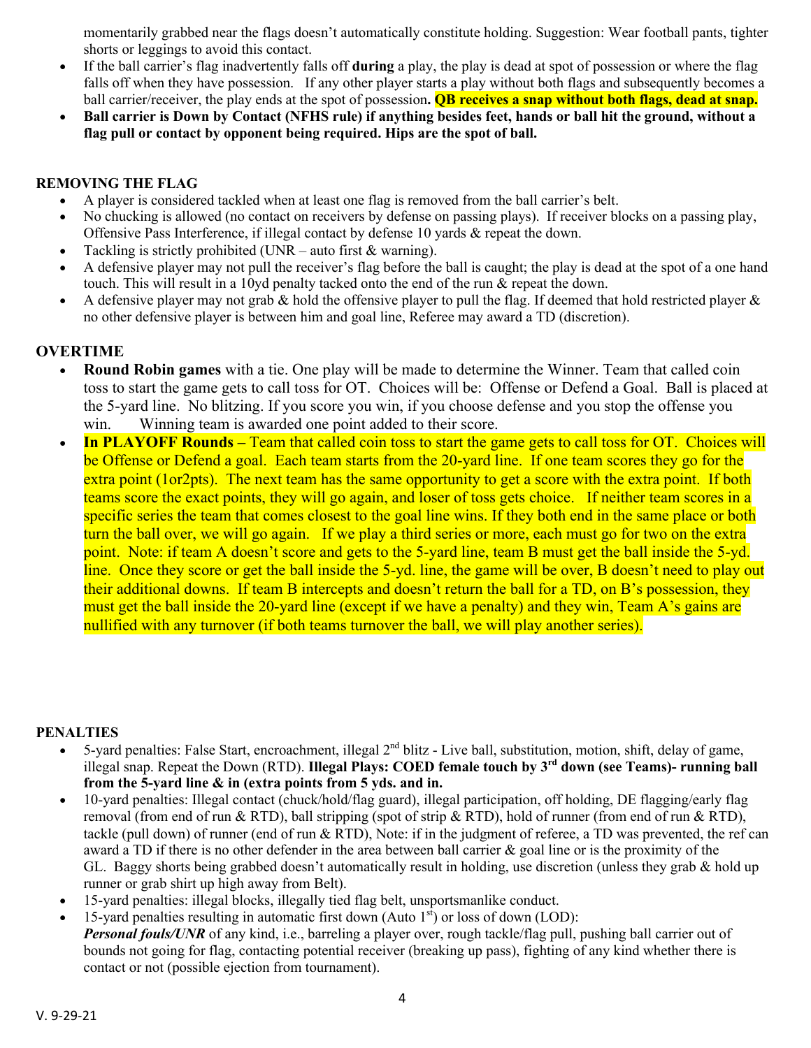momentarily grabbed near the flags doesn't automatically constitute holding. Suggestion: Wear football pants, tighter shorts or leggings to avoid this contact.

- If the ball carrier's flag inadvertently falls off **during** a play, the play is dead at spot of possession or where the flag falls off when they have possession. If any other player starts a play without both flags and subsequently becomes a ball carrier/receiver, the play ends at the spot of possession**. QB receives a snap without both flags, dead at snap.**
- **Ball carrier is Down by Contact (NFHS rule) if anything besides feet, hands or ball hit the ground, without a flag pull or contact by opponent being required. Hips are the spot of ball.**

## REMOVING THE FLAG

- A player is considered tackled when at least one flag is removed from the ball carrier's belt.
- No chucking is allowed (no contact on receivers by defense on passing plays). If receiver blocks on a passing play, Offensive Pass Interference, if illegal contact by defense 10 yards & repeat the down.
- Tackling is strictly prohibited (UNR – auto first & warning).
- A defensive player may not pull the receiver's flag before the ball is caught; the play is dead at the spot of a one hand touch. This will result in a 10yd penalty tacked onto the end of the run & repeat the down.
- A defensive player may not grab & hold the offensive player to pull the flag. If deemed that hold restricted player & no other defensive player is between him and goal line, Referee may award a TD (discretion).

## OVERTIME

- **Round Robin games** with a tie. One play will be made to determine the Winner. Team that called coin toss to start the game gets to call toss for OT. Choices will be: Offense or Defend a Goal. Ball is placed at the 5-yard line. No blitzing. If you score you win, if you choose defense and you stop the offense you win. Winning team is awarded one point added to their score.
- **In PLAYOFF Rounds –** Team that called coin toss to start the game gets to call toss for OT. Choices will be Offense or Defend a goal. Each team starts from the 20-yard line. If one team scores they go for the extra point (1or2pts). The next team has the same opportunity to get a score with the extra point. If both teams score the exact points, they will go again, and loser of toss gets choice. If neither team scores in a specific series the team that comes closest to the goal line wins. If they both end in the same place or both turn the ball over, we will go again. If we play a third series or more, each must go for two on the extra point. Note: if team A doesn't score and gets to the 5-yard line, team B must get the ball inside the 5-yd. line. Once they score or get the ball inside the 5-yd. line, the game will be over, B doesn't need to play out their additional downs. If team B intercepts and doesn't return the ball for a TD, on B's possession, they must get the ball inside the 20-yard line (except if we have a penalty) and they win, Team A's gains are nullified with any turnover (if both teams turnover the ball, we will play another series).

## PENALTIES

- 5-yard penalties: False Start, encroachment, illegal 2nd blitz - Live ball, substitution, motion, shift, delay of game, illegal snap. Repeat the Down (RTD). **Illegal Plays: COED female touch by 3rd down (see Teams)- running ball from the 5-yard line & in (extra points from 5 yds. and in.**
- 10-yard penalties: Illegal contact (chuck/hold/flag guard), illegal participation, off holding, DE flagging/early flag removal (from end of run & RTD), ball stripping (spot of strip & RTD), hold of runner (from end of run & RTD), tackle (pull down) of runner (end of run & RTD), Note: if in the judgment of referee, a TD was prevented, the ref can award a TD if there is no other defender in the area between ball carrier & goal line or is the proximity of the GL. Baggy shorts being grabbed doesn't automatically result in holding, use discretion (unless they grab & hold up runner or grab shirt up high away from Belt).
- 15-yard penalties: illegal blocks, illegally tied flag belt, unsportsmanlike conduct.
- 15-yard penalties resulting in automatic first down (Auto 1st) or loss of down (LOD):
  ***Personal fouls/UNR*** of any kind, i.e., barreling a player over, rough tackle/flag pull, pushing ball carrier out of bounds not going for flag, contacting potential receiver (breaking up pass), fighting of any kind whether there is contact or not (possible ejection from tournament).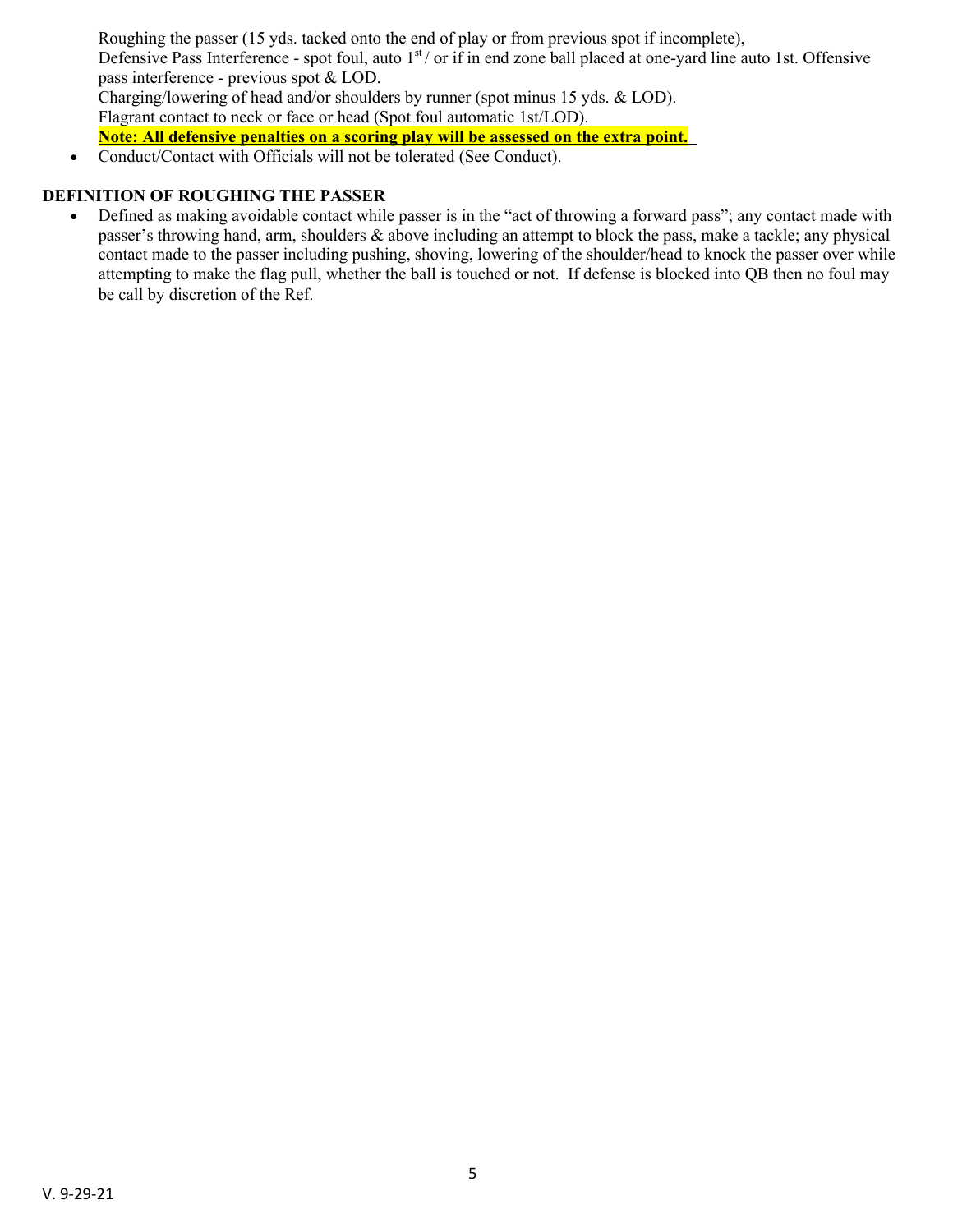Roughing the passer (15 yds. tacked onto the end of play or from previous spot if incomplete),
Defensive Pass Interference - spot foul, auto 1st / or if in end zone ball placed at one-yard line auto 1st. Offensive pass interference - previous spot & LOD.
Charging/lowering of head and/or shoulders by runner (spot minus 15 yds. & LOD).
Flagrant contact to neck or face or head (Spot foul automatic 1st/LOD).
**Note: All defensive penalties on a scoring play will be assessed on the extra point.**

- Conduct/Contact with Officials will not be tolerated (See Conduct).

**DEFINITION OF ROUGHING THE PASSER**

- Defined as making avoidable contact while passer is in the "act of throwing a forward pass"; any contact made with passer's throwing hand, arm, shoulders & above including an attempt to block the pass, make a tackle; any physical contact made to the passer including pushing, shoving, lowering of the shoulder/head to knock the passer over while attempting to make the flag pull, whether the ball is touched or not. If defense is blocked into QB then no foul may be call by discretion of the Ref.

V. 9-29-21